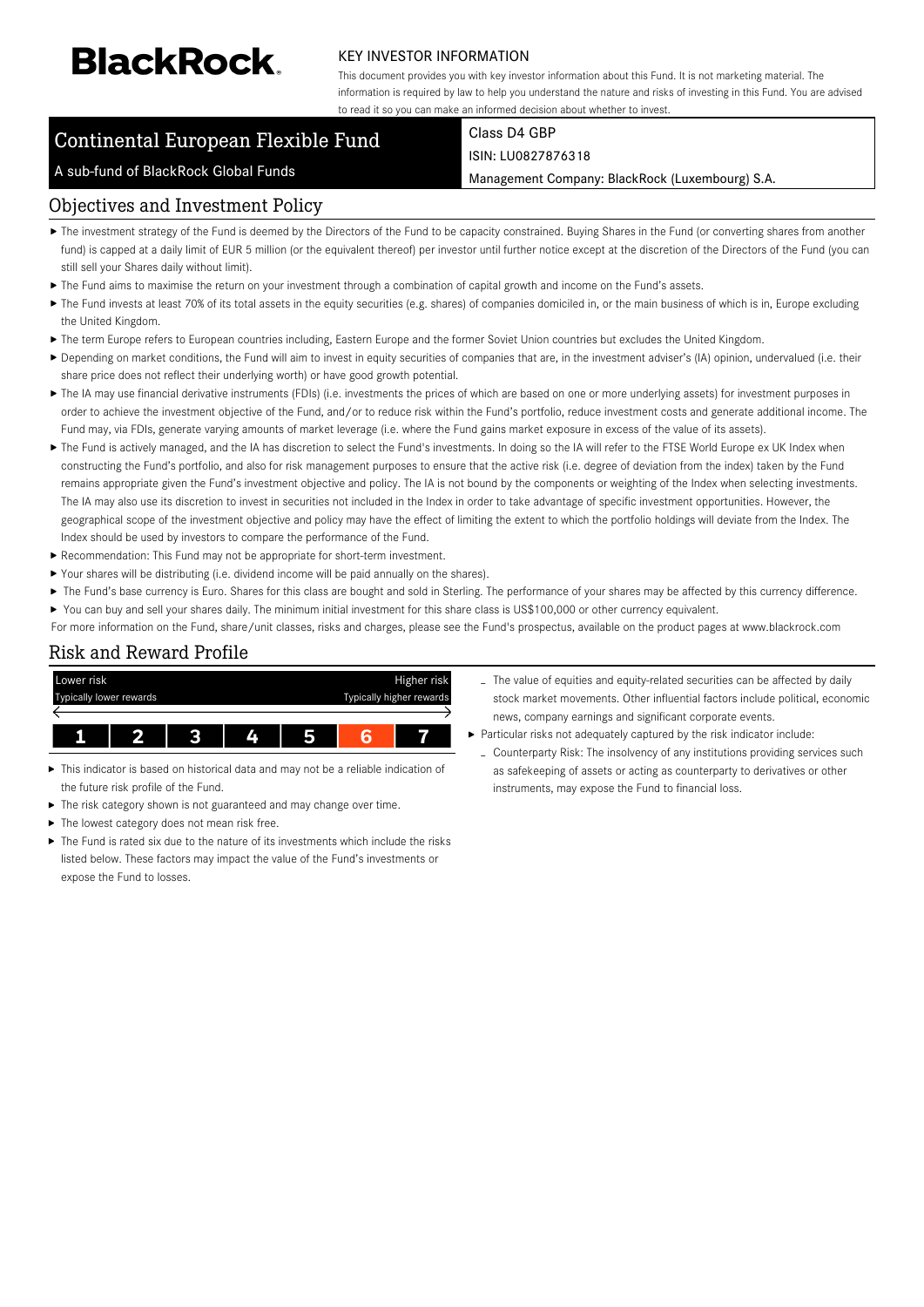# BlackRock.

## KEY INVESTOR INFORMATION

This document provides you with key investor information about this Fund. It is not marketing material. The information is required by law to help you understand the nature and risks of investing in this Fund. You are advised to read it so you can make an informed decision about whether to invest.

# Continental European Flexible Fund

A sub-fund of BlackRock Global Funds

Class D4 GBP
ISIN: LU0827876318
Management Company: BlackRock (Luxembourg) S.A.

## Objectives and Investment Policy

- The investment strategy of the Fund is deemed by the Directors of the Fund to be capacity constrained. Buying Shares in the Fund (or converting shares from another fund) is capped at a daily limit of EUR 5 million (or the equivalent thereof) per investor until further notice except at the discretion of the Directors of the Fund (you can still sell your Shares daily without limit).
- The Fund aims to maximise the return on your investment through a combination of capital growth and income on the Fund's assets.
- The Fund invests at least 70% of its total assets in the equity securities (e.g. shares) of companies domiciled in, or the main business of which is in, Europe excluding the United Kingdom.
- The term Europe refers to European countries including, Eastern Europe and the former Soviet Union countries but excludes the United Kingdom.
- Depending on market conditions, the Fund will aim to invest in equity securities of companies that are, in the investment adviser's (IA) opinion, undervalued (i.e. their share price does not reflect their underlying worth) or have good growth potential.
- The IA may use financial derivative instruments (FDIs) (i.e. investments the prices of which are based on one or more underlying assets) for investment purposes in order to achieve the investment objective of the Fund, and/or to reduce risk within the Fund's portfolio, reduce investment costs and generate additional income. The Fund may, via FDIs, generate varying amounts of market leverage (i.e. where the Fund gains market exposure in excess of the value of its assets).
- The Fund is actively managed, and the IA has discretion to select the Fund's investments. In doing so the IA will refer to the FTSE World Europe ex UK Index when constructing the Fund's portfolio, and also for risk management purposes to ensure that the active risk (i.e. degree of deviation from the index) taken by the Fund remains appropriate given the Fund's investment objective and policy. The IA is not bound by the components or weighting of the Index when selecting investments. The IA may also use its discretion to invest in securities not included in the Index in order to take advantage of specific investment opportunities. However, the geographical scope of the investment objective and policy may have the effect of limiting the extent to which the portfolio holdings will deviate from the Index. The Index should be used by investors to compare the performance of the Fund.
- Recommendation: This Fund may not be appropriate for short-term investment.
- Your shares will be distributing (i.e. dividend income will be paid annually on the shares).
- The Fund's base currency is Euro. Shares for this class are bought and sold in Sterling. The performance of your shares may be affected by this currency difference.
- You can buy and sell your shares daily. The minimum initial investment for this share class is US$100,000 or other currency equivalent.

For more information on the Fund, share/unit classes, risks and charges, please see the Fund's prospectus, available on the product pages at www.blackrock.com

## Risk and Reward Profile

| Lower risk | | | | | | Higher risk |
|---|---|---|---|---|---|---|
| Typically lower rewards | | | | | | Typically higher rewards |
| 1 | 2 | 3 | 4 | 5 | **6** | 7 |

- This indicator is based on historical data and may not be a reliable indication of the future risk profile of the Fund.
- The risk category shown is not guaranteed and may change over time.
- The lowest category does not mean risk free.
- The Fund is rated six due to the nature of its investments which include the risks listed below. These factors may impact the value of the Fund's investments or expose the Fund to losses.
  - The value of equities and equity-related securities can be affected by daily stock market movements. Other influential factors include political, economic news, company earnings and significant corporate events.
- Particular risks not adequately captured by the risk indicator include:
  - Counterparty Risk: The insolvency of any institutions providing services such as safekeeping of assets or acting as counterparty to derivatives or other instruments, may expose the Fund to financial loss.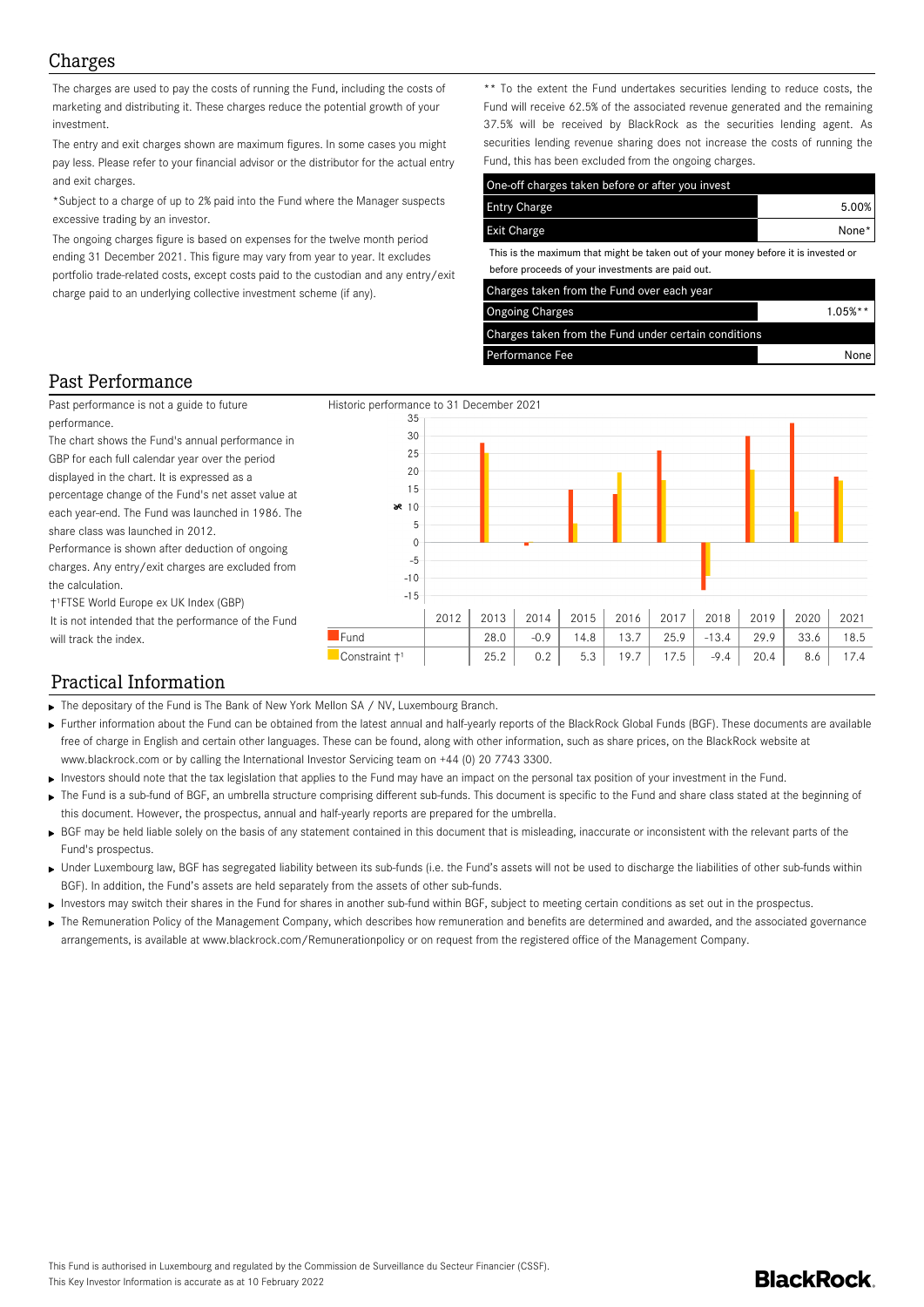## Charges

The charges are used to pay the costs of running the Fund, including the costs of marketing and distributing it. These charges reduce the potential growth of your investment.

The entry and exit charges shown are maximum figures. In some cases you might pay less. Please refer to your financial advisor or the distributor for the actual entry and exit charges.

*Subject to a charge of up to 2% paid into the Fund where the Manager suspects excessive trading by an investor.

The ongoing charges figure is based on expenses for the twelve month period ending 31 December 2021. This figure may vary from year to year. It excludes portfolio trade-related costs, except costs paid to the custodian and any entry/exit charge paid to an underlying collective investment scheme (if any).

** To the extent the Fund undertakes securities lending to reduce costs, the Fund will receive 62.5% of the associated revenue generated and the remaining 37.5% will be received by BlackRock as the securities lending agent. As securities lending revenue sharing does not increase the costs of running the Fund, this has been excluded from the ongoing charges.

| One-off charges taken before or after you invest | |
|---|---|
| Entry Charge | 5.00% |
| Exit Charge | None* |

This is the maximum that might be taken out of your money before it is invested or before proceeds of your investments are paid out.

| Charges taken from the Fund over each year | |
|---|---|
| Ongoing Charges | 1.05%** |

| Charges taken from the Fund under certain conditions | |
|---|---|
| Performance Fee | None |

## Past Performance

Past performance is not a guide to future performance.

The chart shows the Fund's annual performance in GBP for each full calendar year over the period displayed in the chart. It is expressed as a percentage change of the Fund's net asset value at each year-end. The Fund was launched in 1986. The share class was launched in 2012.

Performance is shown after deduction of ongoing charges. Any entry/exit charges are excluded from the calculation.

†[1]FTSE World Europe ex UK Index (GBP)

It is not intended that the performance of the Fund will track the index.

Historic performance to 31 December 2021

%

35, 30, 25, 20, 15, 10, 5, 0, -5, -10, -15

2012 2013 2014 2015 2016 2017 2018 2019 2020 2021

Fund: 28.0 -0.9 14.8 13.7 25.9 -13.4 29.9 33.6 18.5

Constraint †[1]: 25.2 0.2 5.3 19.7 17.5 -9.4 20.4 8.6 17.4

## Practical Information

- The depositary of the Fund is The Bank of New York Mellon SA / NV, Luxembourg Branch.
- Further information about the Fund can be obtained from the latest annual and half-yearly reports of the BlackRock Global Funds (BGF). These documents are available free of charge in English and certain other languages. These can be found, along with other information, such as share prices, on the BlackRock website at www.blackrock.com or by calling the International Investor Servicing team on +44 (0) 20 7743 3300.
- Investors should note that the tax legislation that applies to the Fund may have an impact on the personal tax position of your investment in the Fund.
- The Fund is a sub-fund of BGF, an umbrella structure comprising different sub-funds. This document is specific to the Fund and share class stated at the beginning of this document. However, the prospectus, annual and half-yearly reports are prepared for the umbrella.
- BGF may be held liable solely on the basis of any statement contained in this document that is misleading, inaccurate or inconsistent with the relevant parts of the Fund's prospectus.
- Under Luxembourg law, BGF has segregated liability between its sub-funds (i.e. the Fund's assets will not be used to discharge the liabilities of other sub-funds within BGF). In addition, the Fund's assets are held separately from the assets of other sub-funds.
- Investors may switch their shares in the Fund for shares in another sub-fund within BGF, subject to meeting certain conditions as set out in the prospectus.
- The Remuneration Policy of the Management Company, which describes how remuneration and benefits are determined and awarded, and the associated governance arrangements, is available at www.blackrock.com/Remunerationpolicy or on request from the registered office of the Management Company.

This Fund is authorised in Luxembourg and regulated by the Commission de Surveillance du Secteur Financier (CSSF).
This Key Investor Information is accurate as at 10 February 2022

BlackRock.